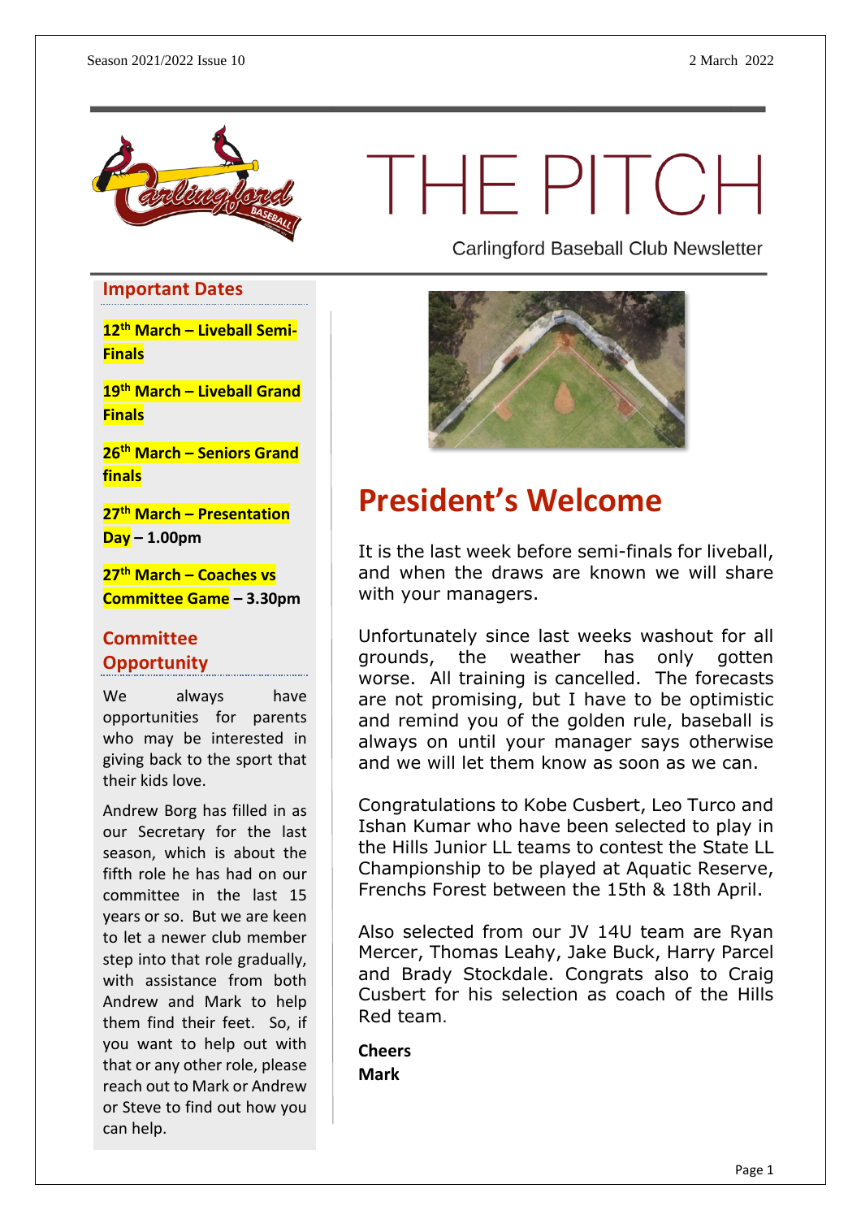# THE PITCH

Carlingford Baseball Club Newsletter

## Important Dates

**12th March – Liveball Semi-Finals**

**19th March – Liveball Grand Finals**

**26th March – Seniors Grand finals**

**27th March – Presentation Day – 1.00pm**

**27th March – Coaches vs Committee Game – 3.30pm**

## Committee Opportunity

We always have opportunities for parents who may be interested in giving back to the sport that their kids love.

Andrew Borg has filled in as our Secretary for the last season, which is about the fifth role he has had on our committee in the last 15 years or so. But we are keen to let a newer club member step into that role gradually, with assistance from both Andrew and Mark to help them find their feet. So, if you want to help out with that or any other role, please reach out to Mark or Andrew or Steve to find out how you can help.

# President's Welcome

It is the last week before semi-finals for liveball, and when the draws are known we will share with your managers.

Unfortunately since last weeks washout for all grounds, the weather has only gotten worse. All training is cancelled. The forecasts are not promising, but I have to be optimistic and remind you of the golden rule, baseball is always on until your manager says otherwise and we will let them know as soon as we can.

Congratulations to Kobe Cusbert, Leo Turco and Ishan Kumar who have been selected to play in the Hills Junior LL teams to contest the State LL Championship to be played at Aquatic Reserve, Frenchs Forest between the 15th & 18th April.

Also selected from our JV 14U team are Ryan Mercer, Thomas Leahy, Jake Buck, Harry Parcel and Brady Stockdale. Congrats also to Craig Cusbert for his selection as coach of the Hills Red team.

**Cheers**
**Mark**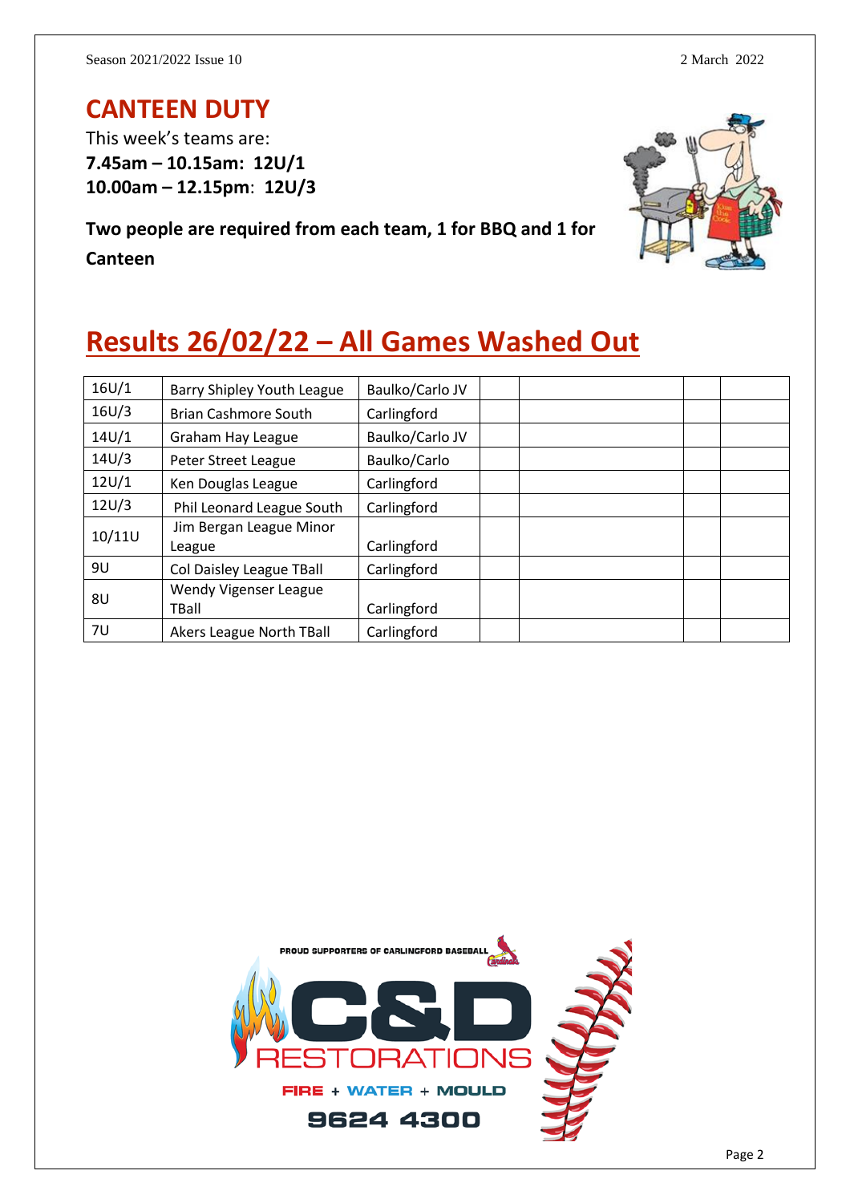## CANTEEN DUTY

This week's teams are:

**7.45am – 10.15am: 12U/1**

**10.00am – 12.15pm: 12U/3**

**Two people are required from each team, 1 for BBQ and 1 for Canteen**

# Results 26/02/22 – All Games Washed Out

| | | | | | | |
|---|---|---|---|---|---|---|
| 16U/1 | Barry Shipley Youth League | Baulko/Carlo JV | | | | |
| 16U/3 | Brian Cashmore South | Carlingford | | | | |
| 14U/1 | Graham Hay League | Baulko/Carlo JV | | | | |
| 14U/3 | Peter Street League | Baulko/Carlo | | | | |
| 12U/1 | Ken Douglas League | Carlingford | | | | |
| 12U/3 | Phil Leonard League South | Carlingford | | | | |
| 10/11U | Jim Bergan League Minor League | Carlingford | | | | |
| 9U | Col Daisley League TBall | Carlingford | | | | |
| 8U | Wendy Vigenser League TBall | Carlingford | | | | |
| 7U | Akers League North TBall | Carlingford | | | | |

PROUD SUPPORTERS OF CARLINGFORD BASEBALL

C&D RESTORATIONS

FIRE + WATER + MOULD

9624 4300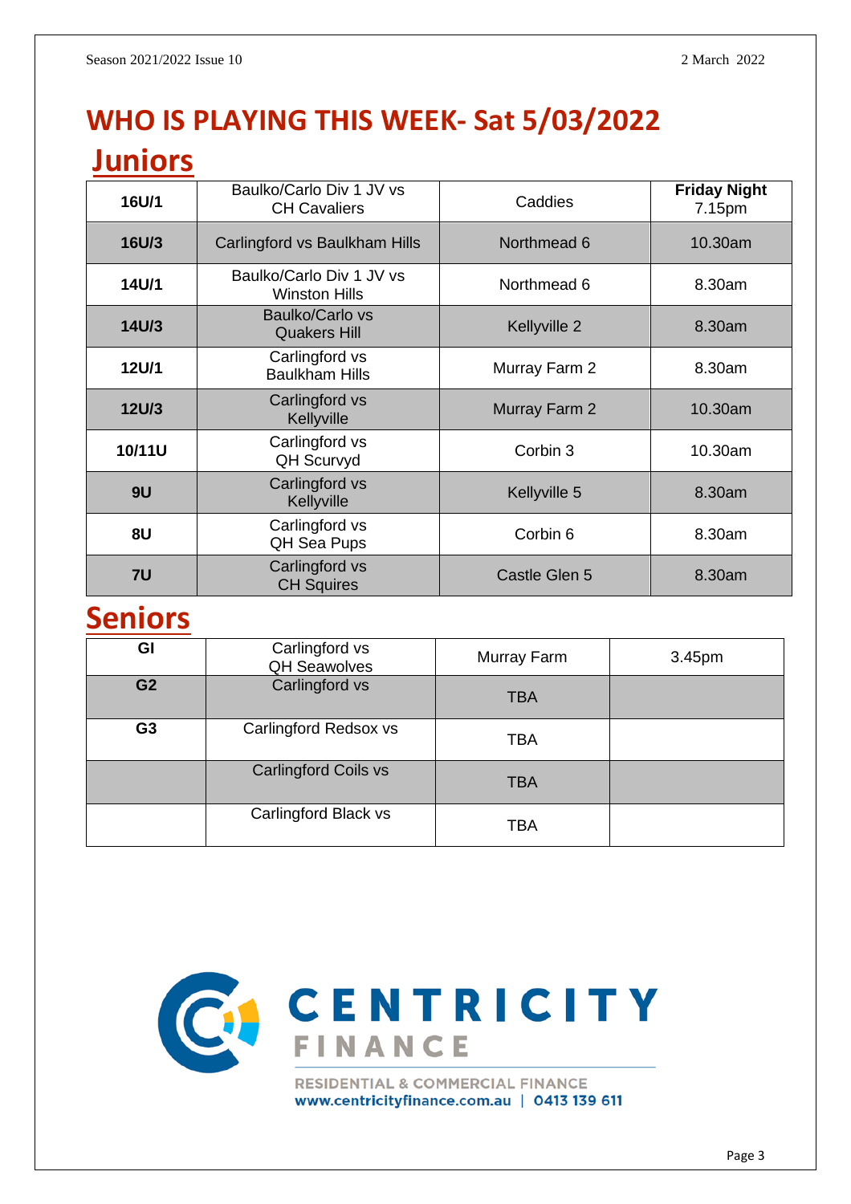# WHO IS PLAYING THIS WEEK- Sat 5/03/2022

## Juniors

| | | | |
|---|---|---|---|
| **16U/1** | Baulko/Carlo Div 1 JV vs CH Cavaliers | Caddies | **Friday Night** 7.15pm |
| **16U/3** | Carlingford vs Baulkham Hills | Northmead 6 | 10.30am |
| **14U/1** | Baulko/Carlo Div 1 JV vs Winston Hills | Northmead 6 | 8.30am |
| **14U/3** | Baulko/Carlo vs Quakers Hill | Kellyville 2 | 8.30am |
| **12U/1** | Carlingford vs Baulkham Hills | Murray Farm 2 | 8.30am |
| **12U/3** | Carlingford vs Kellyville | Murray Farm 2 | 10.30am |
| **10/11U** | Carlingford vs QH Scurvyd | Corbin 3 | 10.30am |
| **9U** | Carlingford vs Kellyville | Kellyville 5 | 8.30am |
| **8U** | Carlingford vs QH Sea Pups | Corbin 6 | 8.30am |
| **7U** | Carlingford vs CH Squires | Castle Glen 5 | 8.30am |

## Seniors

| | | | |
|---|---|---|---|
| **GI** | Carlingford vs QH Seawolves | Murray Farm | 3.45pm |
| **G2** | Carlingford vs | TBA | |
| **G3** | Carlingford Redsox vs | TBA | |
| | Carlingford Coils vs | TBA | |
| | Carlingford Black vs | TBA | |

CENTRICITY FINANCE

RESIDENTIAL & COMMERCIAL FINANCE
www.centricityfinance.com.au | 0413 139 611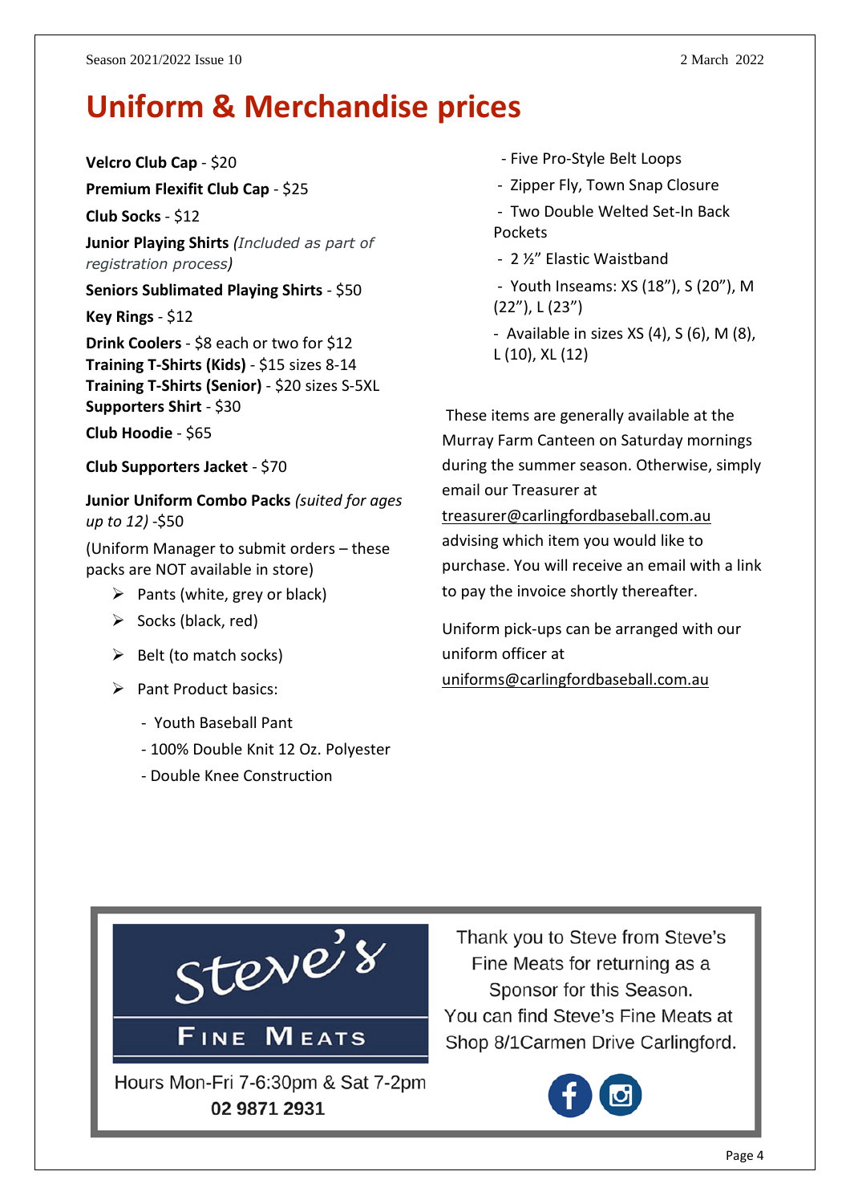# Uniform & Merchandise prices

**Velcro Club Cap** - $20

**Premium Flexifit Club Cap** - $25

**Club Socks** - $12

**Junior Playing Shirts** *(Included as part of registration process)*

**Seniors Sublimated Playing Shirts** - $50

**Key Rings** - $12

**Drink Coolers** - $8 each or two for $12
**Training T-Shirts (Kids)** - $15 sizes 8-14
**Training T-Shirts (Senior)** - $20 sizes S-5XL
**Supporters Shirt** - $30

**Club Hoodie** - $65

**Club Supporters Jacket** - $70

**Junior Uniform Combo Packs** *(suited for ages up to 12)* -$50

(Uniform Manager to submit orders – these packs are NOT available in store)

- Pants (white, grey or black)
- Socks (black, red)
- Belt (to match socks)
- Pant Product basics:
  - Youth Baseball Pant
  - 100% Double Knit 12 Oz. Polyester
  - Double Knee Construction
  - Five Pro-Style Belt Loops
  - Zipper Fly, Town Snap Closure
  - Two Double Welted Set-In Back Pockets
  - 2 ½" Elastic Waistband
  - Youth Inseams: XS (18"), S (20"), M (22"), L (23")
  - Available in sizes XS (4), S (6), M (8), L (10), XL (12)

These items are generally available at the Murray Farm Canteen on Saturday mornings during the summer season. Otherwise, simply email our Treasurer at treasurer@carlingfordbaseball.com.au advising which item you would like to purchase. You will receive an email with a link to pay the invoice shortly thereafter.

Uniform pick-ups can be arranged with our uniform officer at uniforms@carlingfordbaseball.com.au

Steve's Fine Meats

Hours Mon-Fri 7-6:30pm & Sat 7-2pm
**02 9871 2931**

Thank you to Steve from Steve's Fine Meats for returning as a Sponsor for this Season.
You can find Steve's Fine Meats at Shop 8/1Carmen Drive Carlingford.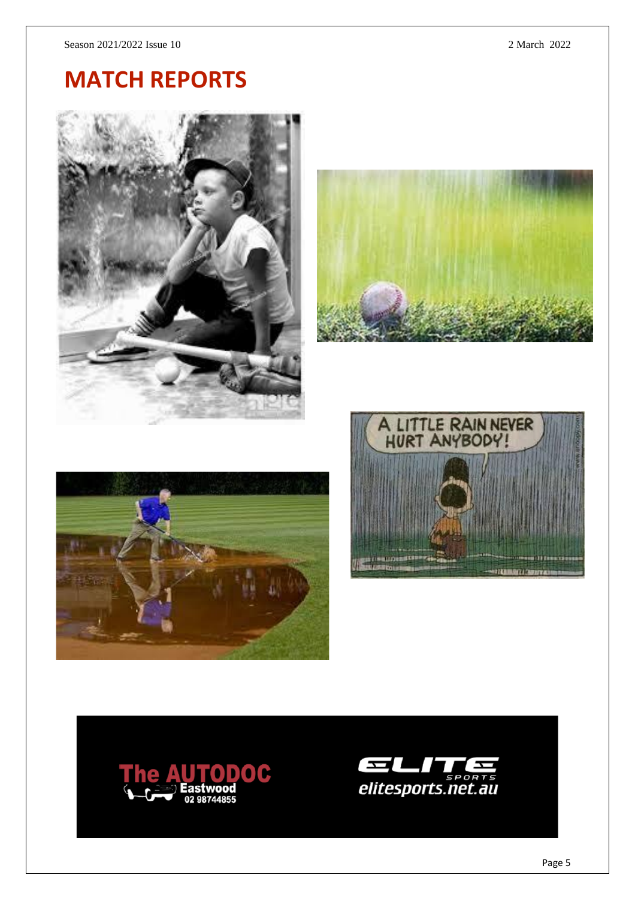# MATCH REPORTS